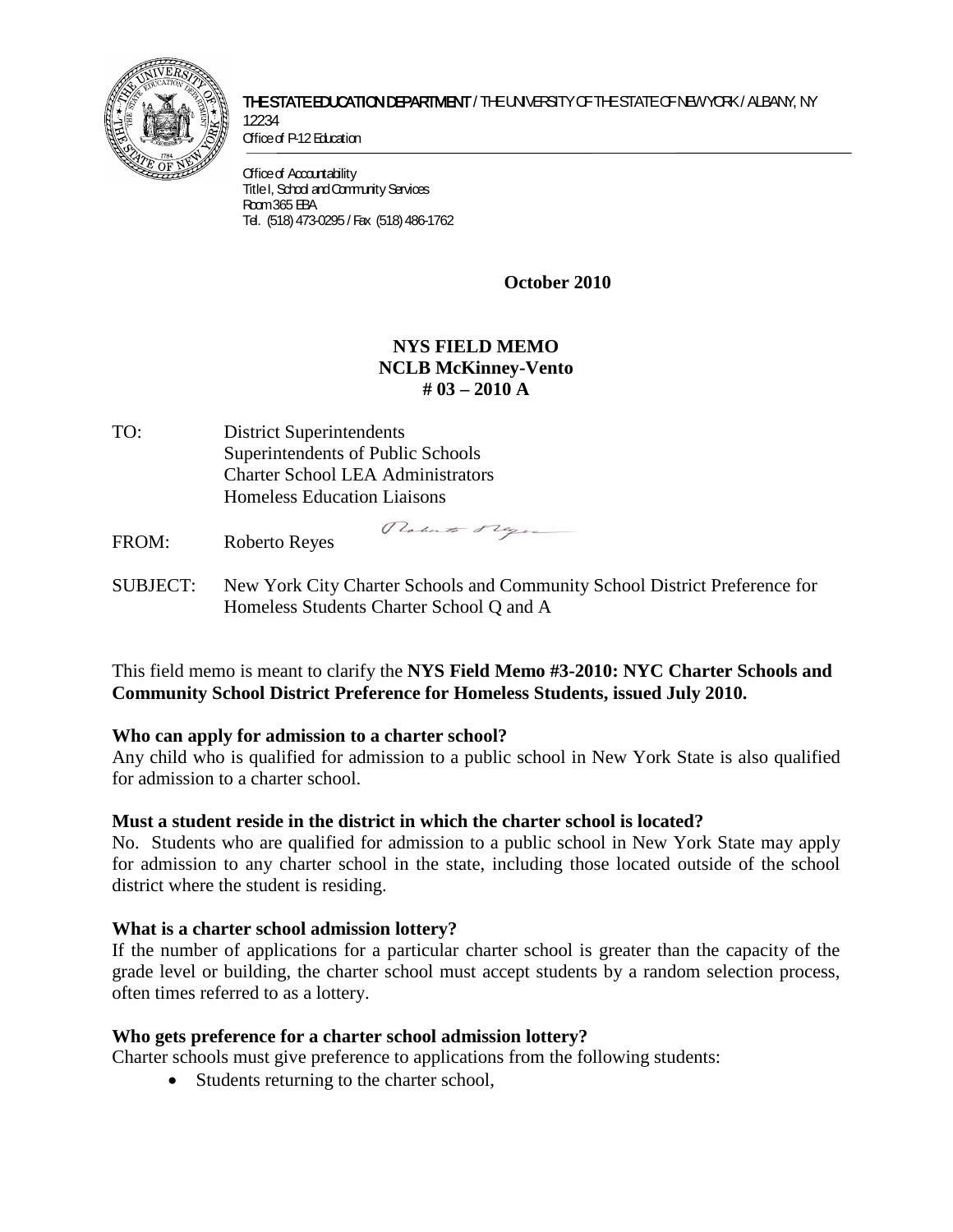THE STATE EDUCATION DEPARTMENT / THE UNIVERSITY OF THE STATE OF NEW YORK / ALBANY, NY 12234
Office of P-12 Education

Office of Accountability
Title I, School and Community Services
Room 365 EBA
Tel. (518) 473-0295 / Fax (518) 486-1762

**October 2010**

**NYS FIELD MEMO**
**NCLB McKinney-Vento**
**# 03 – 2010 A**

TO: District Superintendents
Superintendents of Public Schools
Charter School LEA Administrators
Homeless Education Liaisons

FROM: Roberto Reyes

SUBJECT: New York City Charter Schools and Community School District Preference for Homeless Students Charter School Q and A

This field memo is meant to clarify the **NYS Field Memo #3-2010: NYC Charter Schools and Community School District Preference for Homeless Students, issued July 2010.**

**Who can apply for admission to a charter school?**

Any child who is qualified for admission to a public school in New York State is also qualified for admission to a charter school.

**Must a student reside in the district in which the charter school is located?**

No. Students who are qualified for admission to a public school in New York State may apply for admission to any charter school in the state, including those located outside of the school district where the student is residing.

**What is a charter school admission lottery?**

If the number of applications for a particular charter school is greater than the capacity of the grade level or building, the charter school must accept students by a random selection process, often times referred to as a lottery.

**Who gets preference for a charter school admission lottery?**

Charter schools must give preference to applications from the following students:

- Students returning to the charter school,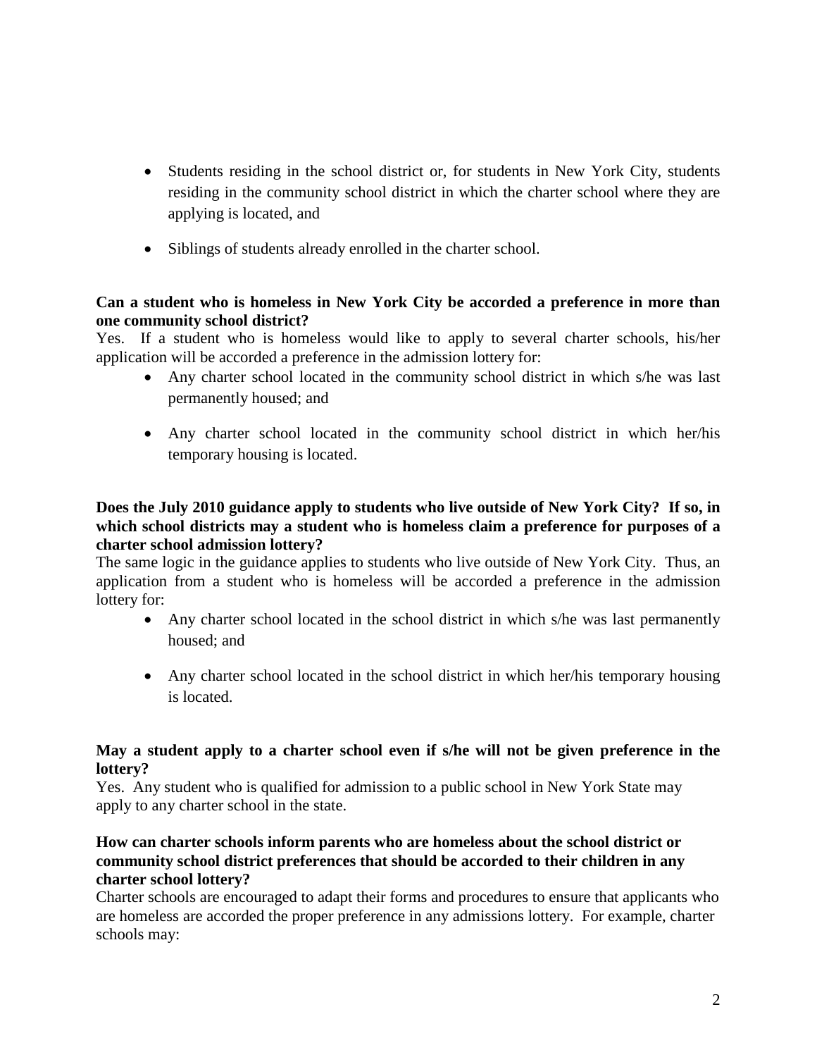- Students residing in the school district or, for students in New York City, students residing in the community school district in which the charter school where they are applying is located, and
- Siblings of students already enrolled in the charter school.

**Can a student who is homeless in New York City be accorded a preference in more than one community school district?**

Yes. If a student who is homeless would like to apply to several charter schools, his/her application will be accorded a preference in the admission lottery for:

- Any charter school located in the community school district in which s/he was last permanently housed; and
- Any charter school located in the community school district in which her/his temporary housing is located.

**Does the July 2010 guidance apply to students who live outside of New York City? If so, in which school districts may a student who is homeless claim a preference for purposes of a charter school admission lottery?**

The same logic in the guidance applies to students who live outside of New York City. Thus, an application from a student who is homeless will be accorded a preference in the admission lottery for:

- Any charter school located in the school district in which s/he was last permanently housed; and
- Any charter school located in the school district in which her/his temporary housing is located.

**May a student apply to a charter school even if s/he will not be given preference in the lottery?**

Yes. Any student who is qualified for admission to a public school in New York State may apply to any charter school in the state.

**How can charter schools inform parents who are homeless about the school district or community school district preferences that should be accorded to their children in any charter school lottery?**

Charter schools are encouraged to adapt their forms and procedures to ensure that applicants who are homeless are accorded the proper preference in any admissions lottery. For example, charter schools may: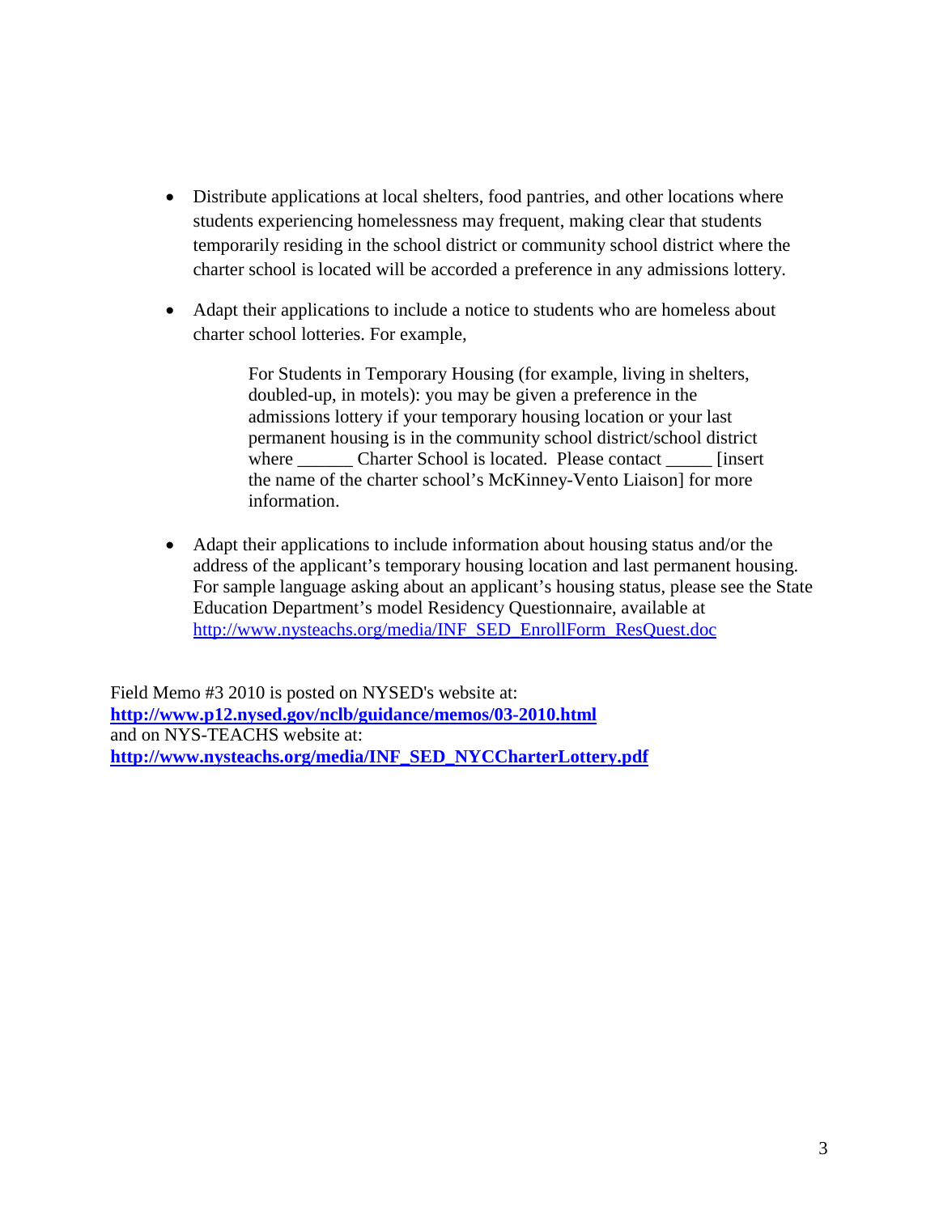- Distribute applications at local shelters, food pantries, and other locations where students experiencing homelessness may frequent, making clear that students temporarily residing in the school district or community school district where the charter school is located will be accorded a preference in any admissions lottery.

- Adapt their applications to include a notice to students who are homeless about charter school lotteries. For example,

  > For Students in Temporary Housing (for example, living in shelters, doubled-up, in motels): you may be given a preference in the admissions lottery if your temporary housing location or your last permanent housing is in the community school district/school district where ______ Charter School is located. Please contact _____ [insert the name of the charter school's McKinney-Vento Liaison] for more information.

- Adapt their applications to include information about housing status and/or the address of the applicant's temporary housing location and last permanent housing. For sample language asking about an applicant's housing status, please see the State Education Department's model Residency Questionnaire, available at [http://www.nysteachs.org/media/INF_SED_EnrollForm_ResQuest.doc](http://www.nysteachs.org/media/INF_SED_EnrollForm_ResQuest.doc)

Field Memo #3 2010 is posted on NYSED's website at:
**[http://www.p12.nysed.gov/nclb/guidance/memos/03-2010.html](http://www.p12.nysed.gov/nclb/guidance/memos/03-2010.html)**
and on NYS-TEACHS website at:
**[http://www.nysteachs.org/media/INF_SED_NYCCharterLottery.pdf](http://www.nysteachs.org/media/INF_SED_NYCCharterLottery.pdf)**